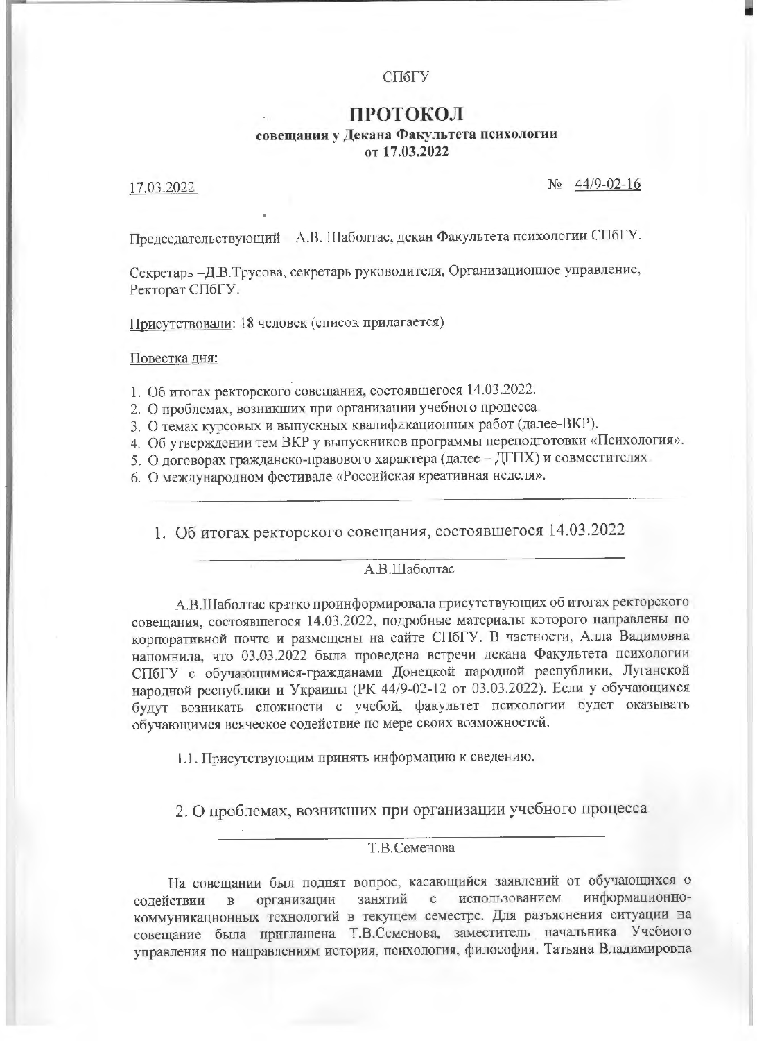СПбГУ

# ПРОТОКОЛ

**совещания у Декана Факультета психологии**
**от 17.03.2022**

17.03.2022 № 44/9-02-16

Председательствующий – А.В. Шаболтас, декан Факультета психологии СПбГУ.

Секретарь –Д.В.Трусова, секретарь руководителя, Организационное управление, Ректорат СПбГУ.

Присутствовали: 18 человек (список прилагается)

Повестка дня:

1. Об итогах ректорского совещания, состоявшегося 14.03.2022.
2. О проблемах, возникших при организации учебного процесса.
3. О темах курсовых и выпускных квалификационных работ (далее-ВКР).
4. Об утверждении тем ВКР у выпускников программы переподготовки «Психология».
5. О договорах гражданско-правового характера (далее – ДГПХ) и совместителях.
6. О международном фестивале «Российская креативная неделя».

---

## 1. Об итогах ректорского совещания, состоявшегося 14.03.2022

А.В.Шаболтас

А.В.Шаболтас кратко проинформировала присутствующих об итогах ректорского совещания, состоявшегося 14.03.2022, подробные материалы которого направлены по корпоративной почте и размещены на сайте СПбГУ. В частности, Алла Вадимовна напомнила, что 03.03.2022 была проведена встречи декана Факультета психологии СПбГУ с обучающимися-гражданами Донецкой народной республики, Луганской народной республики и Украины (РК 44/9-02-12 от 03.03.2022). Если у обучающихся будут возникать сложности с учебой, факультет психологии будет оказывать обучающимся всяческое содействие по мере своих возможностей.

1.1. Присутствующим принять информацию к сведению.

## 2. О проблемах, возникших при организации учебного процесса

Т.В.Семенова

На совещании был поднят вопрос, касающийся заявлений от обучающихся о содействии в организации занятий с использованием информационно-коммуникационных технологий в текущем семестре. Для разъяснения ситуации на совещание была приглашена Т.В.Семенова, заместитель начальника Учебиого управления по направлениям история, психология, философия. Татьяна Владимировна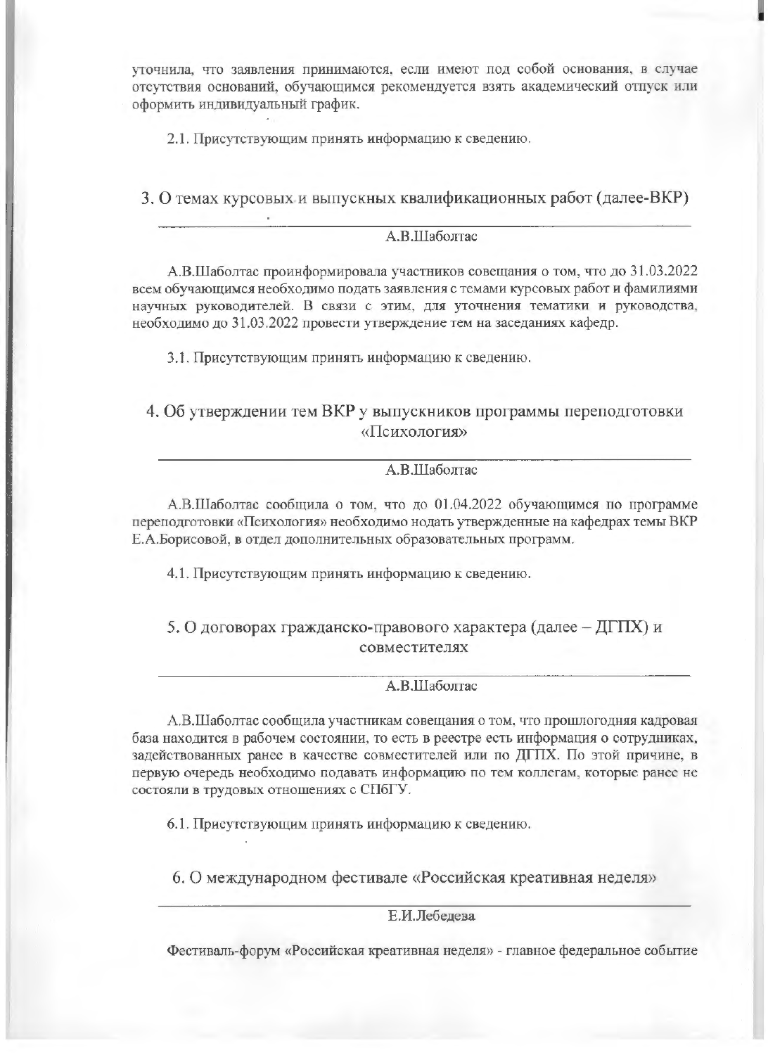уточнила, что заявления принимаются, если имеют под собой основания, в случае отсутствия оснований, обучающимся рекомендуется взять академический отпуск или оформить индивидуальный график.

2.1. Присутствующим принять информацию к сведению.

## 3. О темах курсовых и выпускных квалификационных работ (далее-ВКР)

А.В.Шаболтас

А.В.Шаболтас проинформировала участников совещания о том, что до 31.03.2022 всем обучающимся необходимо подать заявления с темами курсовых работ и фамилиями научных руководителей. В связи с этим, для уточнения тематики и руководства, необходимо до 31.03.2022 провести утверждение тем на заседаниях кафедр.

3.1. Присутствующим принять информацию к сведению.

## 4. Об утверждении тем ВКР у выпускников программы переподготовки «Психология»

А.В.Шаболтас

А.В.Шаболтас сообщила о том, что до 01.04.2022 обучающимся по программе переподготовки «Психология» необходимо подать утвержденные на кафедрах темы ВКР Е.А.Борисовой, в отдел дополнительных образовательных программ.

4.1. Присутствующим принять информацию к сведению.

## 5. О договорах гражданско-правового характера (далее – ДГПХ) и совместителях

А.В.Шаболтас

А.В.Шаболтас сообщила участникам совещания о том, что прошлогодняя кадровая база находится в рабочем состоянии, то есть в реестре есть информация о сотрудниках, задействованных ранее в качестве совместителей или по ДГПХ. По этой причине, в первую очередь необходимо подавать информацию по тем коллегам, которые ранее не состояли в трудовых отношениях с СПбГУ.

6.1. Присутствующим принять информацию к сведению.

## 6. О международном фестивале «Российская креативная неделя»

Е.И.Лебедева

Фестиваль-форум «Российская креативная неделя» - главное федеральное событие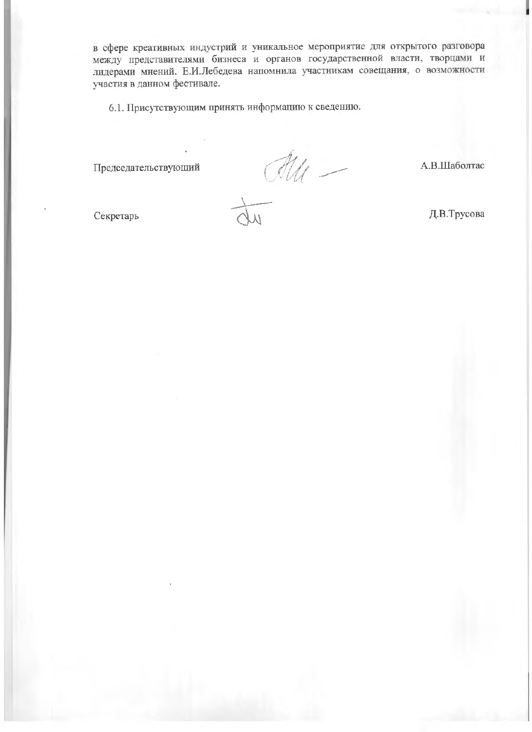в сфере креативных индустрий и уникальное мероприятие для открытого разговора между представителями бизнеса и органов государственной власти, творцами и лидерами мнений. Е.И.Лебедева напомнила участникам совещания, о возможности участия в данном фестивале.

6.1. Присутствующим принять информацию к сведению.

Председательствующий А.В.Шаболтас

Секретарь Д.В.Трусова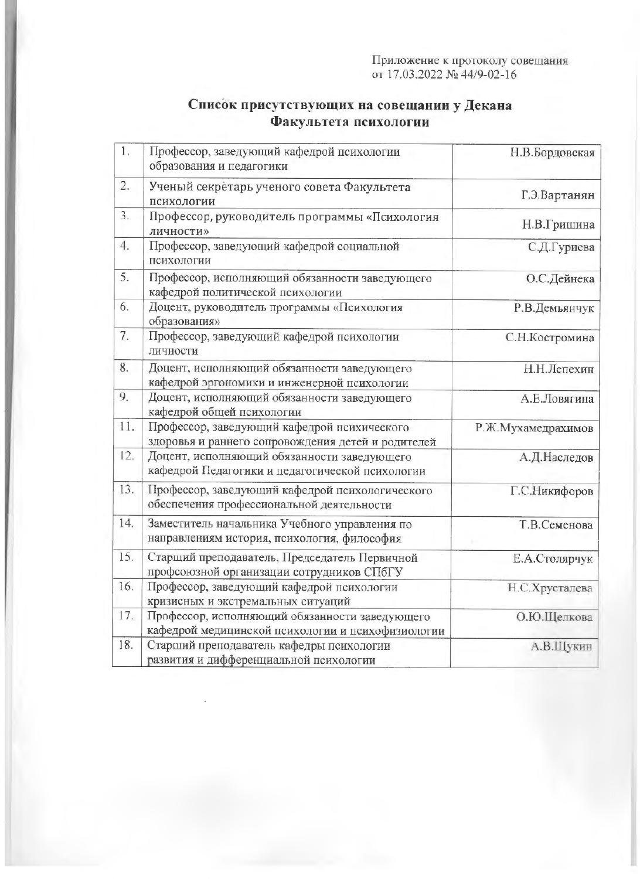Приложение к протоколу совещания
от 17.03.2022 № 44/9-02-16

# Список присутствующих на совещании у Декана Факультета психологии

| | | |
|---|---|---|
| 1. | Профессор, заведующий кафедрой психологии образования и педагогики | Н.В.Бордовская |
| 2. | Ученый секретарь ученого совета Факультета психологии | Г.Э.Вартанян |
| 3. | Профессор, руководитель программы «Психология личности» | Н.В.Гришина |
| 4. | Профессор, заведующий кафедрой социальной психологии | С.Д.Гуриева |
| 5. | Профессор, исполняющий обязанности заведующего кафедрой политической психологии | О.С.Дейнека |
| 6. | Доцент, руководитель программы «Психология образования» | Р.В.Демьянчук |
| 7. | Профессор, заведующий кафедрой психологии личности | С.Н.Костромина |
| 8. | Доцент, исполняющий обязанности заведующего кафедрой эргономики и инженерной психологии | Н.Н.Лепехин |
| 9. | Доцент, исполняющий обязанности заведующего кафедрой общей психологии | А.Е.Ловягина |
| 11. | Профессор, заведующий кафедрой психического здоровья и раннего сопровождения детей и родителей | Р.Ж.Мухамедрахимов |
| 12. | Доцент, исполняющий обязанности заведующего кафедрой Педагогики и педагогической психологии | А.Д.Наследов |
| 13. | Профессор, заведующий кафедрой психологического обеспечения профессиональной деятельности | Г.С.Никифоров |
| 14. | Заместитель начальника Учебного управления по направлениям история, психология, философия | Т.В.Семенова |
| 15. | Старший преподаватель, Председатель Первичной профсоюзной организации сотрудников СПбГУ | Е.А.Столярчук |
| 16. | Профессор, заведующий кафедрой психологии кризисных и экстремальных ситуаций | Н.С.Хрусталева |
| 17. | Профессор, исполняющий обязанности заведующего кафедрой медицинской психологии и психофизиологии | О.Ю.Щелкова |
| 18. | Старший преподаватель кафедры психологии развития и дифференциальной психологии | А.В.Щукин |